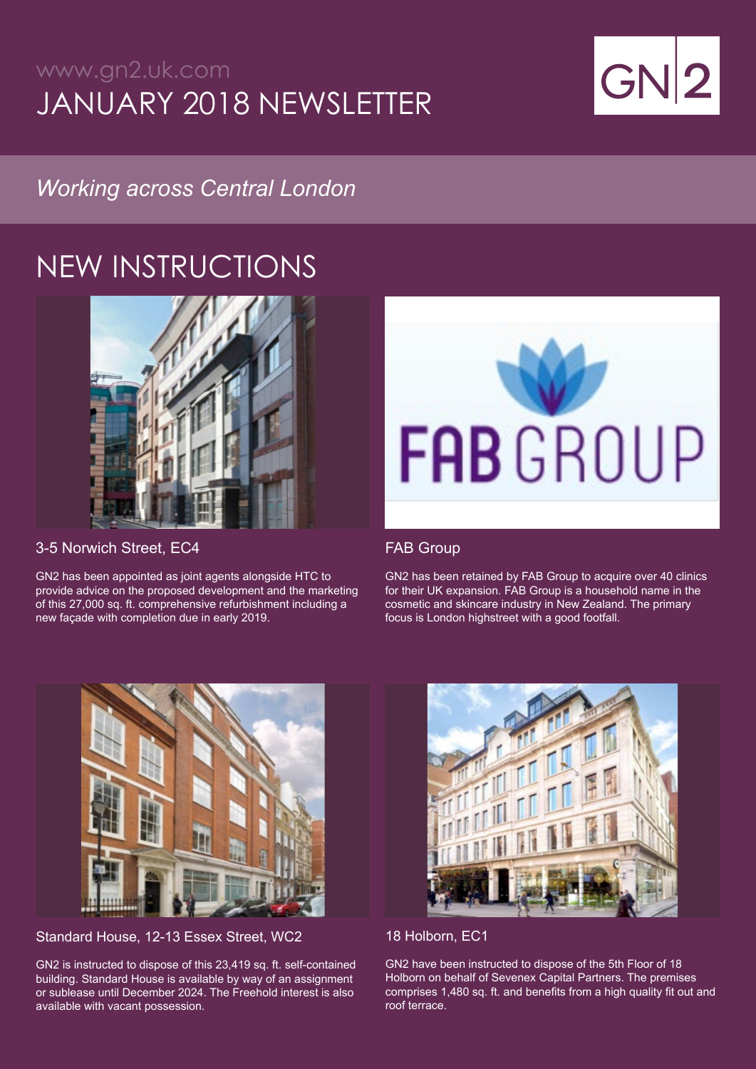www.gn2.uk.com

# JANUARY 2018 NEWSLETTER

GN|2

*Working across Central London*

## NEW INSTRUCTIONS

### 3-5 Norwich Street, EC4

GN2 has been appointed as joint agents alongside HTC to provide advice on the proposed development and the marketing of this 27,000 sq. ft. comprehensive refurbishment including a new façade with completion due in early 2019.

### FAB Group

GN2 has been retained by FAB Group to acquire over 40 clinics for their UK expansion. FAB Group is a household name in the cosmetic and skincare industry in New Zealand. The primary focus is London highstreet with a good footfall.

### Standard House, 12-13 Essex Street, WC2

GN2 is instructed to dispose of this 23,419 sq. ft. self-contained building. Standard House is available by way of an assignment or sublease until December 2024. The Freehold interest is also available with vacant possession.

### 18 Holborn, EC1

GN2 have been instructed to dispose of the 5th Floor of 18 Holborn on behalf of Sevenex Capital Partners. The premises comprises 1,480 sq. ft. and benefits from a high quality fit out and roof terrace.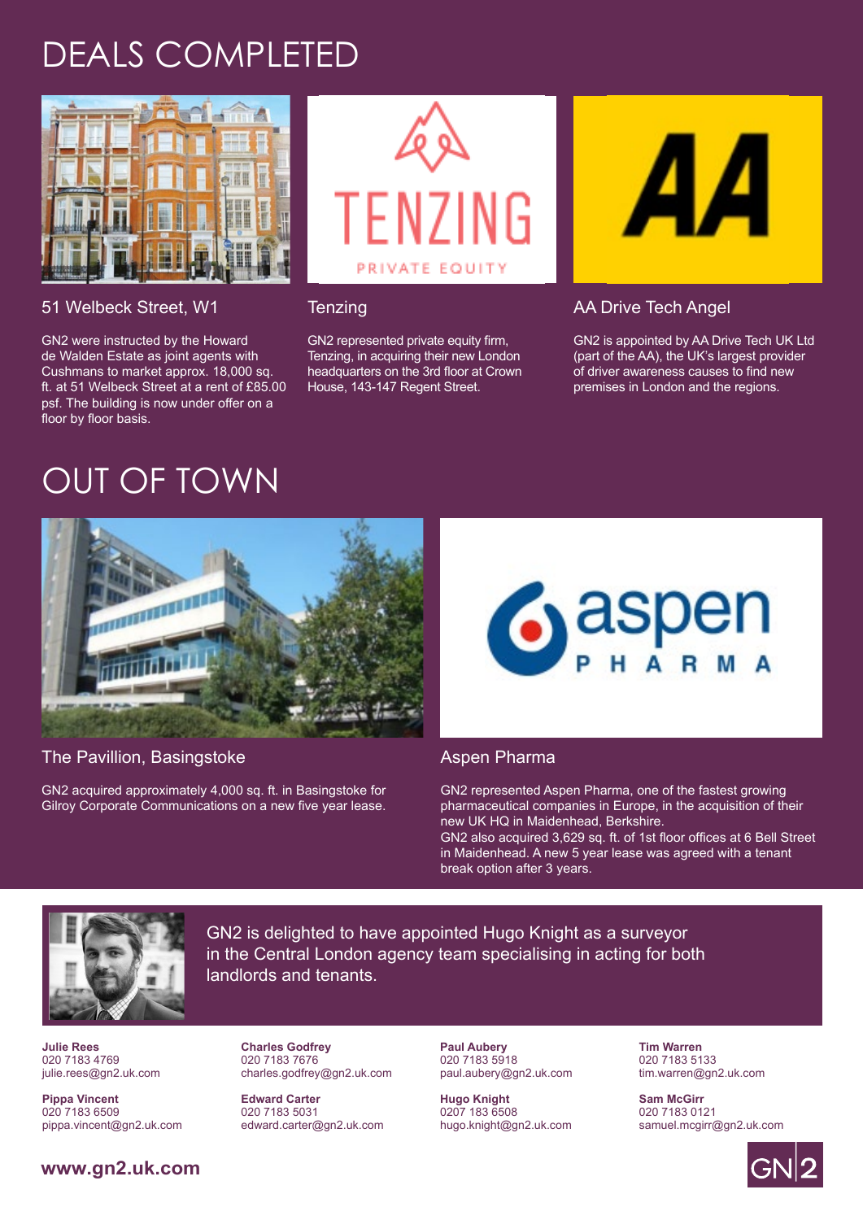# DEALS COMPLETED

### 51 Welbeck Street, W1

GN2 were instructed by the Howard de Walden Estate as joint agents with Cushmans to market approx. 18,000 sq. ft. at 51 Welbeck Street at a rent of £85.00 psf. The building is now under offer on a floor by floor basis.

### Tenzing

GN2 represented private equity firm, Tenzing, in acquiring their new London headquarters on the 3rd floor at Crown House, 143-147 Regent Street.

### AA Drive Tech Angel

GN2 is appointed by AA Drive Tech UK Ltd (part of the AA), the UK's largest provider of driver awareness causes to find new premises in London and the regions.

# OUT OF TOWN

### The Pavillion, Basingstoke

GN2 acquired approximately 4,000 sq. ft. in Basingstoke for Gilroy Corporate Communications on a new five year lease.

### Aspen Pharma

GN2 represented Aspen Pharma, one of the fastest growing pharmaceutical companies in Europe, in the acquisition of their new UK HQ in Maidenhead, Berkshire.
GN2 also acquired 3,629 sq. ft. of 1st floor offices at 6 Bell Street in Maidenhead. A new 5 year lease was agreed with a tenant break option after 3 years.

GN2 is delighted to have appointed Hugo Knight as a surveyor in the Central London agency team specialising in acting for both landlords and tenants.

**Julie Rees**
020 7183 4769
julie.rees@gn2.uk.com

**Pippa Vincent**
020 7183 6509
pippa.vincent@gn2.uk.com

**Charles Godfrey**
020 7183 7676
charles.godfrey@gn2.uk.com

**Edward Carter**
020 7183 5031
edward.carter@gn2.uk.com

**Paul Aubery**
020 7183 5918
paul.aubery@gn2.uk.com

**Hugo Knight**
0207 183 6508
hugo.knight@gn2.uk.com

**Tim Warren**
020 7183 5133
tim.warren@gn2.uk.com

**Sam McGirr**
020 7183 0121
samuel.mcgirr@gn2.uk.com

**www.gn2.uk.com**

GN|2